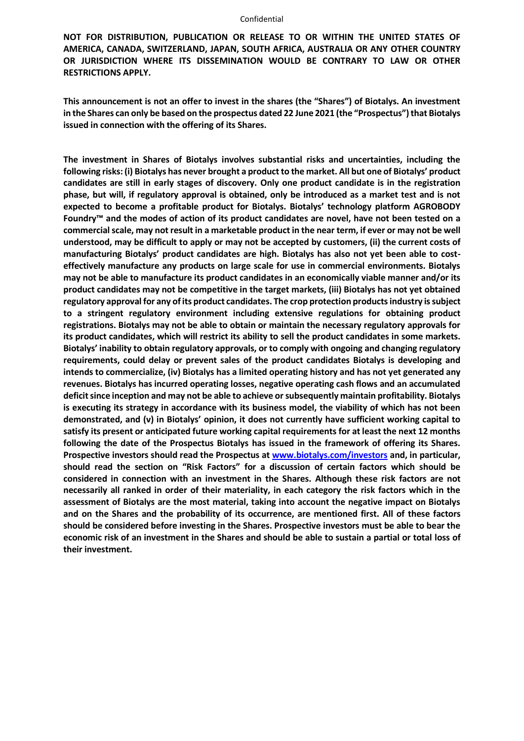**NOT FOR DISTRIBUTION, PUBLICATION OR RELEASE TO OR WITHIN THE UNITED STATES OF AMERICA, CANADA, SWITZERLAND, JAPAN, SOUTH AFRICA, AUSTRALIA OR ANY OTHER COUNTRY OR JURISDICTION WHERE ITS DISSEMINATION WOULD BE CONTRARY TO LAW OR OTHER RESTRICTIONS APPLY.**

**This announcement is not an offer to invest in the shares (the "Shares") of Biotalys. An investment in the Shares can only be based on the prospectus dated 22 June 2021 (the "Prospectus") that Biotalys issued in connection with the offering of its Shares.**

**The investment in Shares of Biotalys involves substantial risks and uncertainties, including the following risks: (i) Biotalys has never brought a product to the market. All but one of Biotalys' product candidates are still in early stages of discovery. Only one product candidate is in the registration phase, but will, if regulatory approval is obtained, only be introduced as a market test and is not expected to become a profitable product for Biotalys. Biotalys' technology platform AGROBODY Foundry™ and the modes of action of its product candidates are novel, have not been tested on a commercial scale, may not result in a marketable product in the near term, if ever or may not be well understood, may be difficult to apply or may not be accepted by customers, (ii) the current costs of manufacturing Biotalys' product candidates are high. Biotalys has also not yet been able to cost-effectively manufacture any products on large scale for use in commercial environments. Biotalys may not be able to manufacture its product candidates in an economically viable manner and/or its product candidates may not be competitive in the target markets, (iii) Biotalys has not yet obtained regulatory approval for any of its product candidates. The crop protection products industry is subject to a stringent regulatory environment including extensive regulations for obtaining product registrations. Biotalys may not be able to obtain or maintain the necessary regulatory approvals for its product candidates, which will restrict its ability to sell the product candidates in some markets. Biotalys' inability to obtain regulatory approvals, or to comply with ongoing and changing regulatory requirements, could delay or prevent sales of the product candidates Biotalys is developing and intends to commercialize, (iv) Biotalys has a limited operating history and has not yet generated any revenues. Biotalys has incurred operating losses, negative operating cash flows and an accumulated deficit since inception and may not be able to achieve or subsequently maintain profitability. Biotalys is executing its strategy in accordance with its business model, the viability of which has not been demonstrated, and (v) in Biotalys' opinion, it does not currently have sufficient working capital to satisfy its present or anticipated future working capital requirements for at least the next 12 months following the date of the Prospectus Biotalys has issued in the framework of offering its Shares. Prospective investors should read the Prospectus at [www.biotalys.com/investors](http://www.biotalys.com/investors) and, in particular, should read the section on "Risk Factors" for a discussion of certain factors which should be considered in connection with an investment in the Shares. Although these risk factors are not necessarily all ranked in order of their materiality, in each category the risk factors which in the assessment of Biotalys are the most material, taking into account the negative impact on Biotalys and on the Shares and the probability of its occurrence, are mentioned first. All of these factors should be considered before investing in the Shares. Prospective investors must be able to bear the economic risk of an investment in the Shares and should be able to sustain a partial or total loss of their investment.**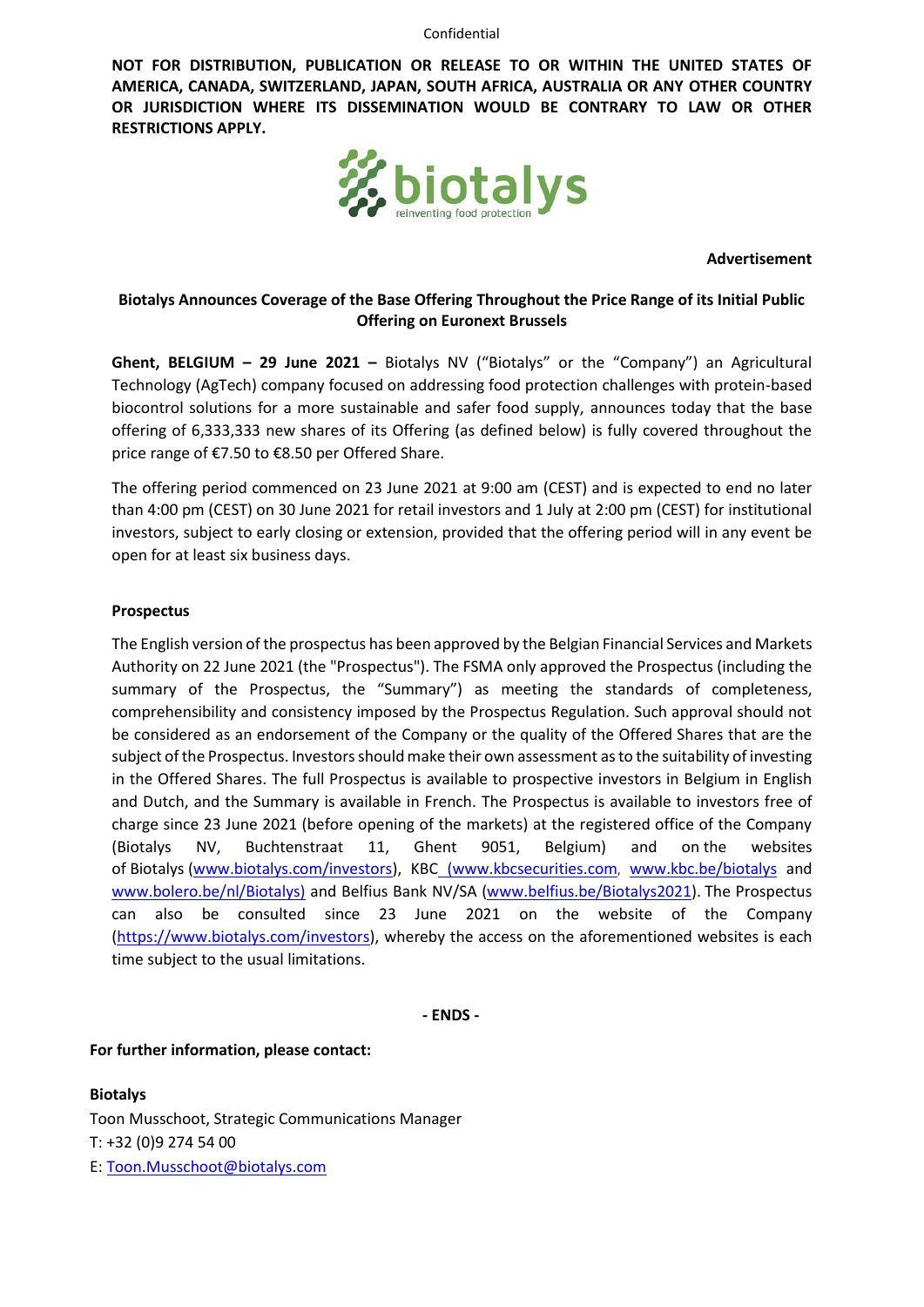Confidential

**NOT FOR DISTRIBUTION, PUBLICATION OR RELEASE TO OR WITHIN THE UNITED STATES OF AMERICA, CANADA, SWITZERLAND, JAPAN, SOUTH AFRICA, AUSTRALIA OR ANY OTHER COUNTRY OR JURISDICTION WHERE ITS DISSEMINATION WOULD BE CONTRARY TO LAW OR OTHER RESTRICTIONS APPLY.**

biotalys
reinventing food protection

**Advertisement**

**Biotalys Announces Coverage of the Base Offering Throughout the Price Range of its Initial Public Offering on Euronext Brussels**

**Ghent, BELGIUM – 29 June 2021 –** Biotalys NV ("Biotalys" or the "Company") an Agricultural Technology (AgTech) company focused on addressing food protection challenges with protein-based biocontrol solutions for a more sustainable and safer food supply, announces today that the base offering of 6,333,333 new shares of its Offering (as defined below) is fully covered throughout the price range of €7.50 to €8.50 per Offered Share.

The offering period commenced on 23 June 2021 at 9:00 am (CEST) and is expected to end no later than 4:00 pm (CEST) on 30 June 2021 for retail investors and 1 July at 2:00 pm (CEST) for institutional investors, subject to early closing or extension, provided that the offering period will in any event be open for at least six business days.

**Prospectus**

The English version of the prospectus has been approved by the Belgian Financial Services and Markets Authority on 22 June 2021 (the "Prospectus"). The FSMA only approved the Prospectus (including the summary of the Prospectus, the "Summary") as meeting the standards of completeness, comprehensibility and consistency imposed by the Prospectus Regulation. Such approval should not be considered as an endorsement of the Company or the quality of the Offered Shares that are the subject of the Prospectus. Investors should make their own assessment as to the suitability of investing in the Offered Shares. The full Prospectus is available to prospective investors in Belgium in English and Dutch, and the Summary is available in French. The Prospectus is available to investors free of charge since 23 June 2021 (before opening of the markets) at the registered office of the Company (Biotalys NV, Buchtenstraat 11, Ghent 9051, Belgium) and on the websites of Biotalys (www.biotalys.com/investors), KBC (www.kbcsecurities.com, www.kbc.be/biotalys and www.bolero.be/nl/Biotalys) and Belfius Bank NV/SA (www.belfius.be/Biotalys2021). The Prospectus can also be consulted since 23 June 2021 on the website of the Company (https://www.biotalys.com/investors), whereby the access on the aforementioned websites is each time subject to the usual limitations.

**- ENDS -**

**For further information, please contact:**

**Biotalys**
Toon Musschoot, Strategic Communications Manager
T: +32 (0)9 274 54 00
E: Toon.Musschoot@biotalys.com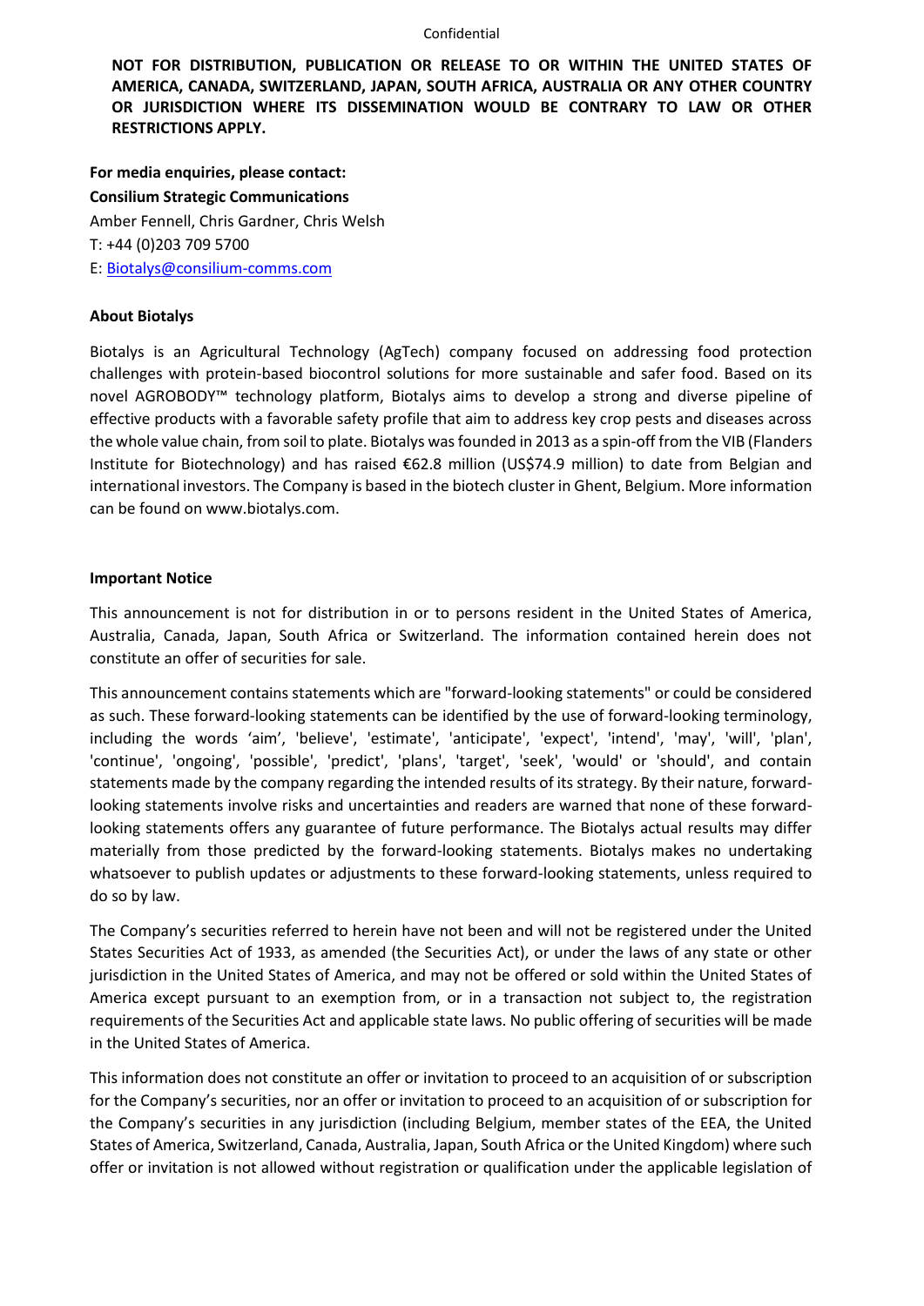**NOT FOR DISTRIBUTION, PUBLICATION OR RELEASE TO OR WITHIN THE UNITED STATES OF AMERICA, CANADA, SWITZERLAND, JAPAN, SOUTH AFRICA, AUSTRALIA OR ANY OTHER COUNTRY OR JURISDICTION WHERE ITS DISSEMINATION WOULD BE CONTRARY TO LAW OR OTHER RESTRICTIONS APPLY.**

**For media enquiries, please contact:**
**Consilium Strategic Communications**
Amber Fennell, Chris Gardner, Chris Welsh
T: +44 (0)203 709 5700
E: Biotalys@consilium-comms.com

**About Biotalys**

Biotalys is an Agricultural Technology (AgTech) company focused on addressing food protection challenges with protein-based biocontrol solutions for more sustainable and safer food. Based on its novel AGROBODY™ technology platform, Biotalys aims to develop a strong and diverse pipeline of effective products with a favorable safety profile that aim to address key crop pests and diseases across the whole value chain, from soil to plate. Biotalys was founded in 2013 as a spin-off from the VIB (Flanders Institute for Biotechnology) and has raised €62.8 million (US$74.9 million) to date from Belgian and international investors. The Company is based in the biotech cluster in Ghent, Belgium. More information can be found on www.biotalys.com.

**Important Notice**

This announcement is not for distribution in or to persons resident in the United States of America, Australia, Canada, Japan, South Africa or Switzerland. The information contained herein does not constitute an offer of securities for sale.

This announcement contains statements which are "forward-looking statements" or could be considered as such. These forward-looking statements can be identified by the use of forward-looking terminology, including the words 'aim', 'believe', 'estimate', 'anticipate', 'expect', 'intend', 'may', 'will', 'plan', 'continue', 'ongoing', 'possible', 'predict', 'plans', 'target', 'seek', 'would' or 'should', and contain statements made by the company regarding the intended results of its strategy. By their nature, forward-looking statements involve risks and uncertainties and readers are warned that none of these forward-looking statements offers any guarantee of future performance. The Biotalys actual results may differ materially from those predicted by the forward-looking statements. Biotalys makes no undertaking whatsoever to publish updates or adjustments to these forward-looking statements, unless required to do so by law.

The Company's securities referred to herein have not been and will not be registered under the United States Securities Act of 1933, as amended (the Securities Act), or under the laws of any state or other jurisdiction in the United States of America, and may not be offered or sold within the United States of America except pursuant to an exemption from, or in a transaction not subject to, the registration requirements of the Securities Act and applicable state laws. No public offering of securities will be made in the United States of America.

This information does not constitute an offer or invitation to proceed to an acquisition of or subscription for the Company's securities, nor an offer or invitation to proceed to an acquisition of or subscription for the Company's securities in any jurisdiction (including Belgium, member states of the EEA, the United States of America, Switzerland, Canada, Australia, Japan, South Africa or the United Kingdom) where such offer or invitation is not allowed without registration or qualification under the applicable legislation of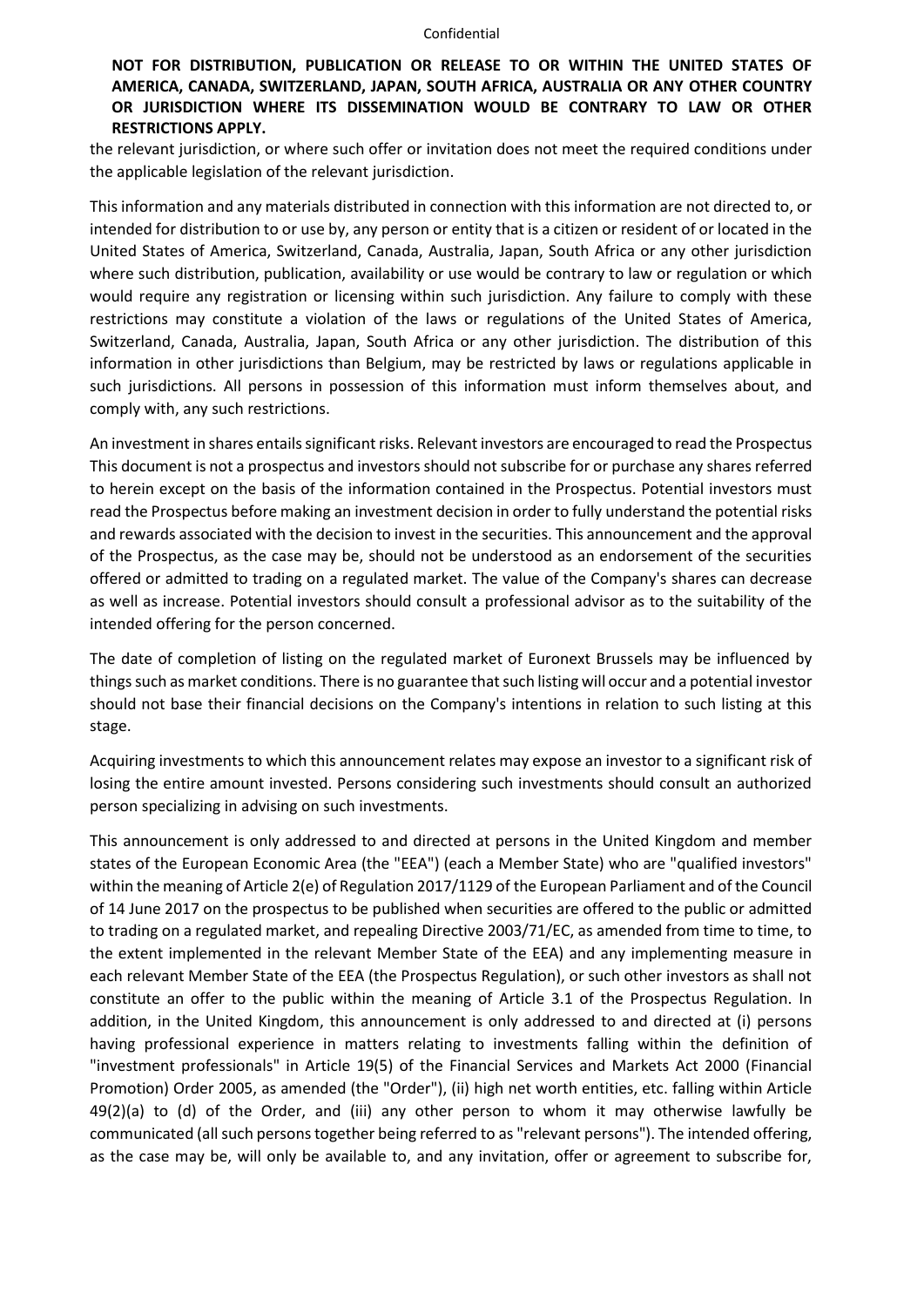**NOT FOR DISTRIBUTION, PUBLICATION OR RELEASE TO OR WITHIN THE UNITED STATES OF AMERICA, CANADA, SWITZERLAND, JAPAN, SOUTH AFRICA, AUSTRALIA OR ANY OTHER COUNTRY OR JURISDICTION WHERE ITS DISSEMINATION WOULD BE CONTRARY TO LAW OR OTHER RESTRICTIONS APPLY.**

the relevant jurisdiction, or where such offer or invitation does not meet the required conditions under the applicable legislation of the relevant jurisdiction.

This information and any materials distributed in connection with this information are not directed to, or intended for distribution to or use by, any person or entity that is a citizen or resident of or located in the United States of America, Switzerland, Canada, Australia, Japan, South Africa or any other jurisdiction where such distribution, publication, availability or use would be contrary to law or regulation or which would require any registration or licensing within such jurisdiction. Any failure to comply with these restrictions may constitute a violation of the laws or regulations of the United States of America, Switzerland, Canada, Australia, Japan, South Africa or any other jurisdiction. The distribution of this information in other jurisdictions than Belgium, may be restricted by laws or regulations applicable in such jurisdictions. All persons in possession of this information must inform themselves about, and comply with, any such restrictions.

An investment in shares entails significant risks. Relevant investors are encouraged to read the Prospectus This document is not a prospectus and investors should not subscribe for or purchase any shares referred to herein except on the basis of the information contained in the Prospectus. Potential investors must read the Prospectus before making an investment decision in order to fully understand the potential risks and rewards associated with the decision to invest in the securities. This announcement and the approval of the Prospectus, as the case may be, should not be understood as an endorsement of the securities offered or admitted to trading on a regulated market. The value of the Company's shares can decrease as well as increase. Potential investors should consult a professional advisor as to the suitability of the intended offering for the person concerned.

The date of completion of listing on the regulated market of Euronext Brussels may be influenced by things such as market conditions. There is no guarantee that such listing will occur and a potential investor should not base their financial decisions on the Company's intentions in relation to such listing at this stage.

Acquiring investments to which this announcement relates may expose an investor to a significant risk of losing the entire amount invested. Persons considering such investments should consult an authorized person specializing in advising on such investments.

This announcement is only addressed to and directed at persons in the United Kingdom and member states of the European Economic Area (the "EEA") (each a Member State) who are "qualified investors" within the meaning of Article 2(e) of Regulation 2017/1129 of the European Parliament and of the Council of 14 June 2017 on the prospectus to be published when securities are offered to the public or admitted to trading on a regulated market, and repealing Directive 2003/71/EC, as amended from time to time, to the extent implemented in the relevant Member State of the EEA) and any implementing measure in each relevant Member State of the EEA (the Prospectus Regulation), or such other investors as shall not constitute an offer to the public within the meaning of Article 3.1 of the Prospectus Regulation. In addition, in the United Kingdom, this announcement is only addressed to and directed at (i) persons having professional experience in matters relating to investments falling within the definition of "investment professionals" in Article 19(5) of the Financial Services and Markets Act 2000 (Financial Promotion) Order 2005, as amended (the "Order"), (ii) high net worth entities, etc. falling within Article 49(2)(a) to (d) of the Order, and (iii) any other person to whom it may otherwise lawfully be communicated (all such persons together being referred to as "relevant persons"). The intended offering, as the case may be, will only be available to, and any invitation, offer or agreement to subscribe for,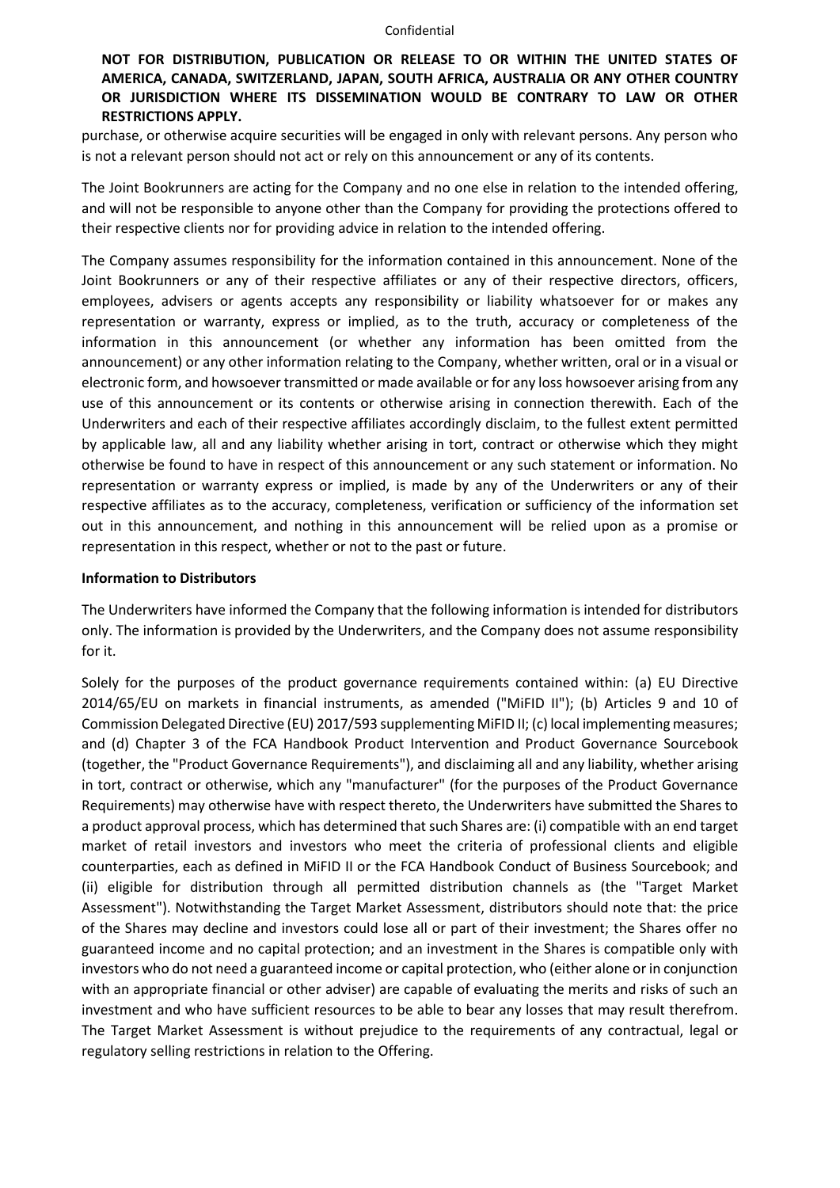**NOT FOR DISTRIBUTION, PUBLICATION OR RELEASE TO OR WITHIN THE UNITED STATES OF AMERICA, CANADA, SWITZERLAND, JAPAN, SOUTH AFRICA, AUSTRALIA OR ANY OTHER COUNTRY OR JURISDICTION WHERE ITS DISSEMINATION WOULD BE CONTRARY TO LAW OR OTHER RESTRICTIONS APPLY.**

purchase, or otherwise acquire securities will be engaged in only with relevant persons. Any person who is not a relevant person should not act or rely on this announcement or any of its contents.

The Joint Bookrunners are acting for the Company and no one else in relation to the intended offering, and will not be responsible to anyone other than the Company for providing the protections offered to their respective clients nor for providing advice in relation to the intended offering.

The Company assumes responsibility for the information contained in this announcement. None of the Joint Bookrunners or any of their respective affiliates or any of their respective directors, officers, employees, advisers or agents accepts any responsibility or liability whatsoever for or makes any representation or warranty, express or implied, as to the truth, accuracy or completeness of the information in this announcement (or whether any information has been omitted from the announcement) or any other information relating to the Company, whether written, oral or in a visual or electronic form, and howsoever transmitted or made available or for any loss howsoever arising from any use of this announcement or its contents or otherwise arising in connection therewith. Each of the Underwriters and each of their respective affiliates accordingly disclaim, to the fullest extent permitted by applicable law, all and any liability whether arising in tort, contract or otherwise which they might otherwise be found to have in respect of this announcement or any such statement or information. No representation or warranty express or implied, is made by any of the Underwriters or any of their respective affiliates as to the accuracy, completeness, verification or sufficiency of the information set out in this announcement, and nothing in this announcement will be relied upon as a promise or representation in this respect, whether or not to the past or future.

**Information to Distributors**

The Underwriters have informed the Company that the following information is intended for distributors only. The information is provided by the Underwriters, and the Company does not assume responsibility for it.

Solely for the purposes of the product governance requirements contained within: (a) EU Directive 2014/65/EU on markets in financial instruments, as amended ("MiFID II"); (b) Articles 9 and 10 of Commission Delegated Directive (EU) 2017/593 supplementing MiFID II; (c) local implementing measures; and (d) Chapter 3 of the FCA Handbook Product Intervention and Product Governance Sourcebook (together, the "Product Governance Requirements"), and disclaiming all and any liability, whether arising in tort, contract or otherwise, which any "manufacturer" (for the purposes of the Product Governance Requirements) may otherwise have with respect thereto, the Underwriters have submitted the Shares to a product approval process, which has determined that such Shares are: (i) compatible with an end target market of retail investors and investors who meet the criteria of professional clients and eligible counterparties, each as defined in MiFID II or the FCA Handbook Conduct of Business Sourcebook; and (ii) eligible for distribution through all permitted distribution channels as (the "Target Market Assessment"). Notwithstanding the Target Market Assessment, distributors should note that: the price of the Shares may decline and investors could lose all or part of their investment; the Shares offer no guaranteed income and no capital protection; and an investment in the Shares is compatible only with investors who do not need a guaranteed income or capital protection, who (either alone or in conjunction with an appropriate financial or other adviser) are capable of evaluating the merits and risks of such an investment and who have sufficient resources to be able to bear any losses that may result therefrom. The Target Market Assessment is without prejudice to the requirements of any contractual, legal or regulatory selling restrictions in relation to the Offering.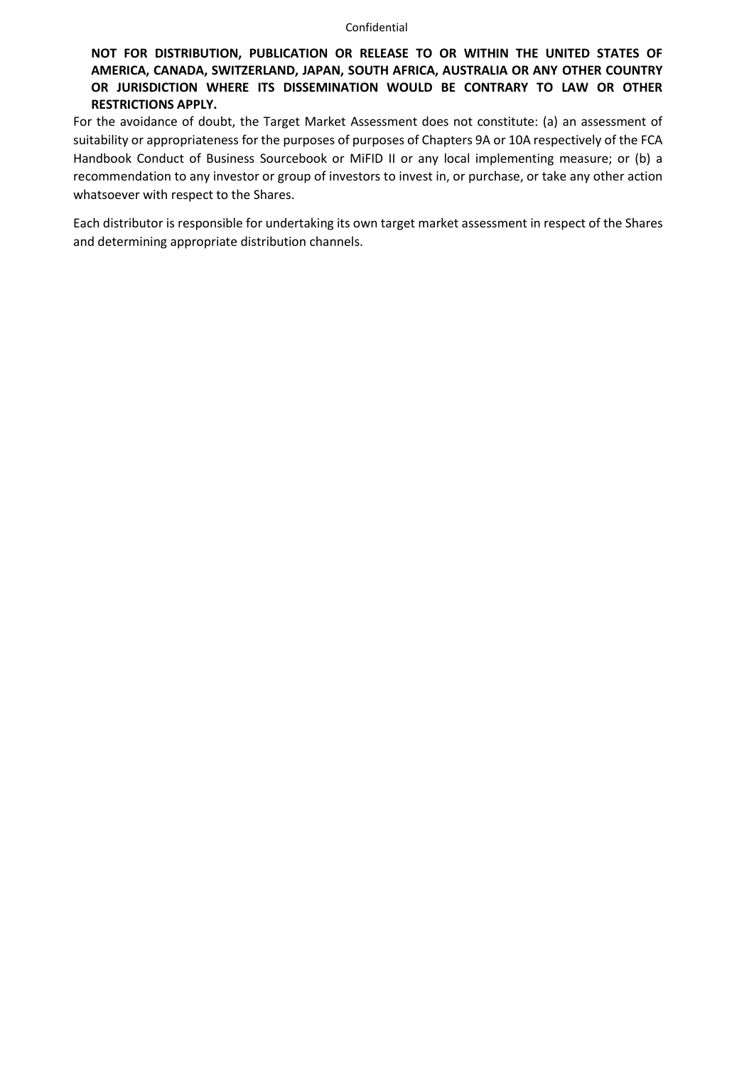**NOT FOR DISTRIBUTION, PUBLICATION OR RELEASE TO OR WITHIN THE UNITED STATES OF AMERICA, CANADA, SWITZERLAND, JAPAN, SOUTH AFRICA, AUSTRALIA OR ANY OTHER COUNTRY OR JURISDICTION WHERE ITS DISSEMINATION WOULD BE CONTRARY TO LAW OR OTHER RESTRICTIONS APPLY.**

For the avoidance of doubt, the Target Market Assessment does not constitute: (a) an assessment of suitability or appropriateness for the purposes of purposes of Chapters 9A or 10A respectively of the FCA Handbook Conduct of Business Sourcebook or MiFID II or any local implementing measure; or (b) a recommendation to any investor or group of investors to invest in, or purchase, or take any other action whatsoever with respect to the Shares.

Each distributor is responsible for undertaking its own target market assessment in respect of the Shares and determining appropriate distribution channels.